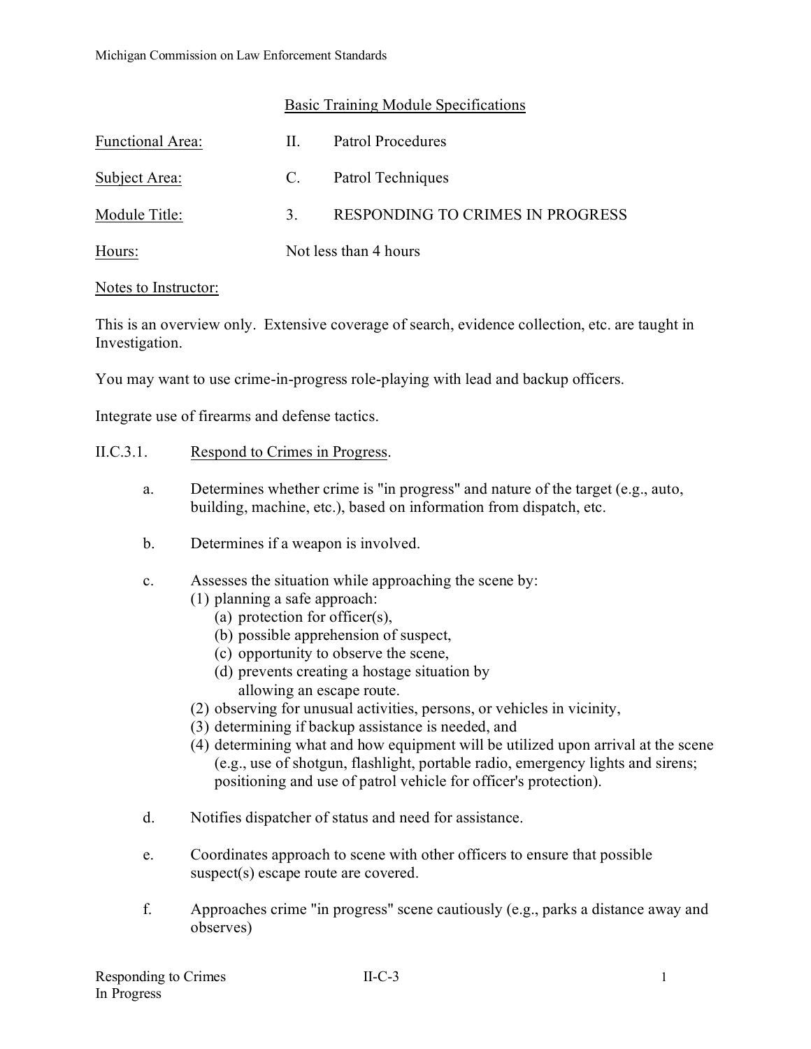Basic Training Module Specifications

Functional Area: II. Patrol Procedures

Subject Area: C. Patrol Techniques

Module Title: 3. RESPONDING TO CRIMES IN PROGRESS

Hours: Not less than 4 hours

Notes to Instructor:

This is an overview only. Extensive coverage of search, evidence collection, etc. are taught in Investigation.

You may want to use crime-in-progress role-playing with lead and backup officers.

Integrate use of firearms and defense tactics.

II.C.3.1. Respond to Crimes in Progress.

a. Determines whether crime is "in progress" and nature of the target (e.g., auto, building, machine, etc.), based on information from dispatch, etc.

b. Determines if a weapon is involved.

c. Assesses the situation while approaching the scene by:
   (1) planning a safe approach:
      (a) protection for officer(s),
      (b) possible apprehension of suspect,
      (c) opportunity to observe the scene,
      (d) prevents creating a hostage situation by allowing an escape route.
   (2) observing for unusual activities, persons, or vehicles in vicinity,
   (3) determining if backup assistance is needed, and
   (4) determining what and how equipment will be utilized upon arrival at the scene (e.g., use of shotgun, flashlight, portable radio, emergency lights and sirens; positioning and use of patrol vehicle for officer's protection).

d. Notifies dispatcher of status and need for assistance.

e. Coordinates approach to scene with other officers to ensure that possible suspect(s) escape route are covered.

f. Approaches crime "in progress" scene cautiously (e.g., parks a distance away and observes)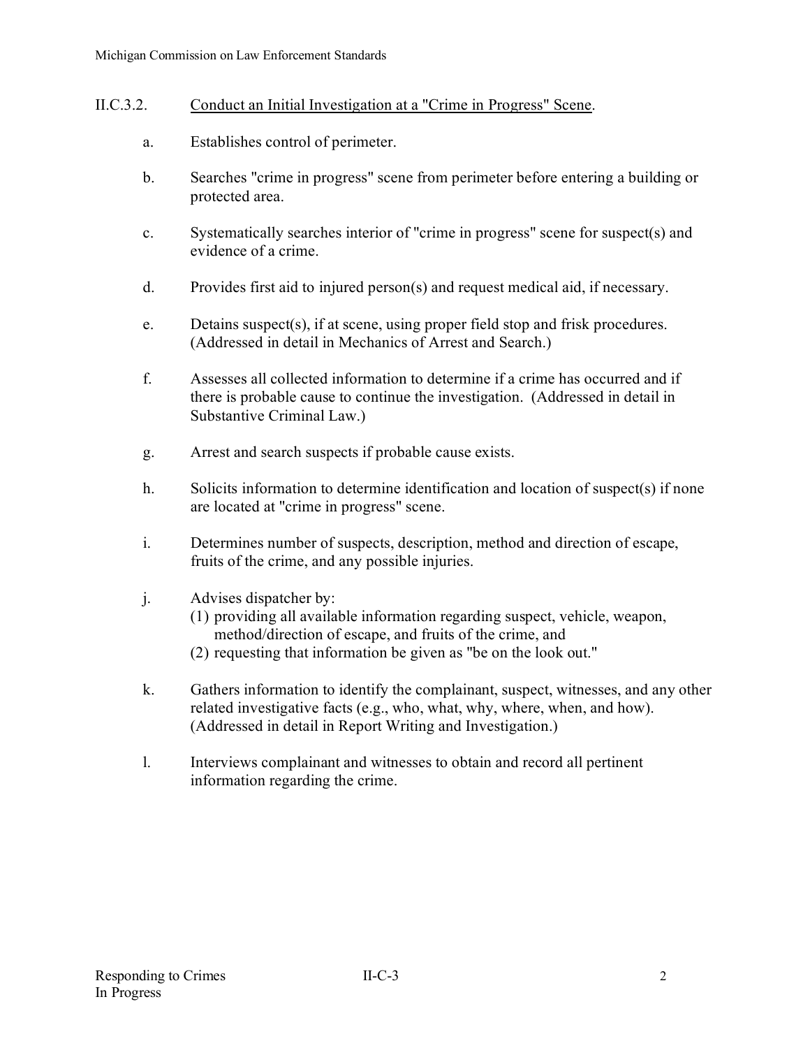II.C.3.2. Conduct an Initial Investigation at a "Crime in Progress" Scene.

a. Establishes control of perimeter.

b. Searches "crime in progress" scene from perimeter before entering a building or protected area.

c. Systematically searches interior of "crime in progress" scene for suspect(s) and evidence of a crime.

d. Provides first aid to injured person(s) and request medical aid, if necessary.

e. Detains suspect(s), if at scene, using proper field stop and frisk procedures. (Addressed in detail in Mechanics of Arrest and Search.)

f. Assesses all collected information to determine if a crime has occurred and if there is probable cause to continue the investigation. (Addressed in detail in Substantive Criminal Law.)

g. Arrest and search suspects if probable cause exists.

h. Solicits information to determine identification and location of suspect(s) if none are located at "crime in progress" scene.

i. Determines number of suspects, description, method and direction of escape, fruits of the crime, and any possible injuries.

j. Advises dispatcher by:
   (1) providing all available information regarding suspect, vehicle, weapon, method/direction of escape, and fruits of the crime, and
   (2) requesting that information be given as "be on the look out."

k. Gathers information to identify the complainant, suspect, witnesses, and any other related investigative facts (e.g., who, what, why, where, when, and how). (Addressed in detail in Report Writing and Investigation.)

l. Interviews complainant and witnesses to obtain and record all pertinent information regarding the crime.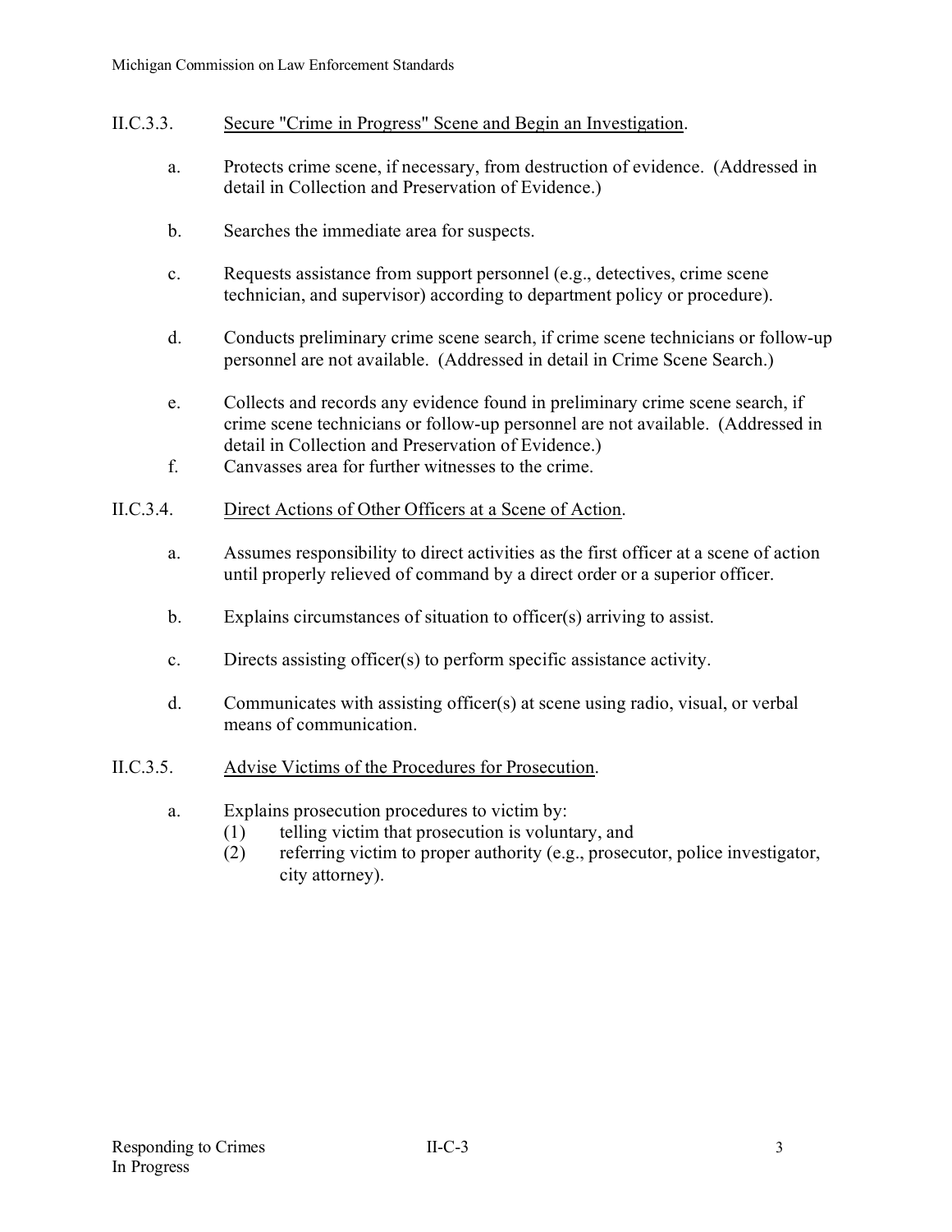### II.C.3.3. Secure "Crime in Progress" Scene and Begin an Investigation.

a. Protects crime scene, if necessary, from destruction of evidence. (Addressed in detail in Collection and Preservation of Evidence.)

b. Searches the immediate area for suspects.

c. Requests assistance from support personnel (e.g., detectives, crime scene technician, and supervisor) according to department policy or procedure).

d. Conducts preliminary crime scene search, if crime scene technicians or follow-up personnel are not available. (Addressed in detail in Crime Scene Search.)

e. Collects and records any evidence found in preliminary crime scene search, if crime scene technicians or follow-up personnel are not available. (Addressed in detail in Collection and Preservation of Evidence.)

f. Canvasses area for further witnesses to the crime.

### II.C.3.4. Direct Actions of Other Officers at a Scene of Action.

a. Assumes responsibility to direct activities as the first officer at a scene of action until properly relieved of command by a direct order or a superior officer.

b. Explains circumstances of situation to officer(s) arriving to assist.

c. Directs assisting officer(s) to perform specific assistance activity.

d. Communicates with assisting officer(s) at scene using radio, visual, or verbal means of communication.

### II.C.3.5. Advise Victims of the Procedures for Prosecution.

a. Explains prosecution procedures to victim by:
   (1) telling victim that prosecution is voluntary, and
   (2) referring victim to proper authority (e.g., prosecutor, police investigator, city attorney).